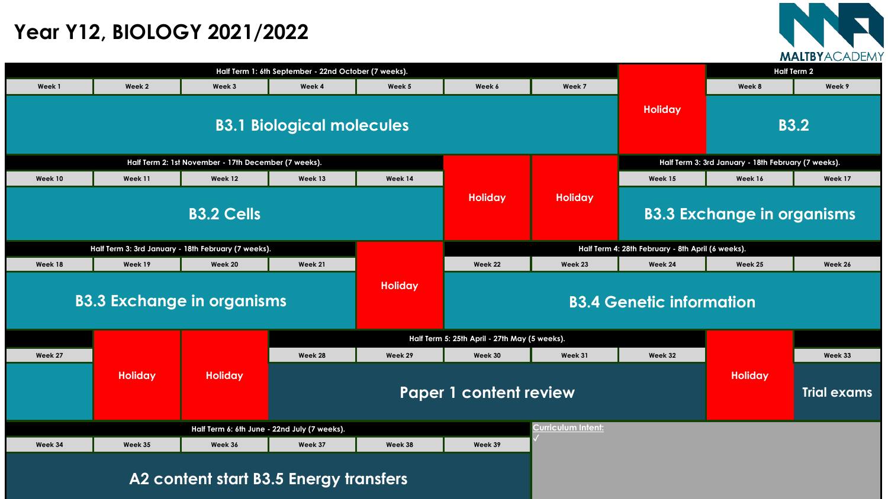# Year Y12, BIOLOGY 2021/2022

MALTBY ACADEMY

| Half Term 1: 6th September - 22nd October (7 weeks). | | | | | | | | Half Term 2 | |
|---|---|---|---|---|---|---|---|---|---|
| Week 1 | Week 2 | Week 3 | Week 4 | Week 5 | Week 6 | Week 7 | Holiday | Week 8 | Week 9 |
| B3.1 Biological molecules | | | | | | | | B3.2 | |

| Half Term 2: 1st November - 17th December (7 weeks). | | | | | | | Half Term 3: 3rd January - 18th February (7 weeks). | | |
|---|---|---|---|---|---|---|---|---|---|
| Week 10 | Week 11 | Week 12 | Week 13 | Week 14 | Holiday | Holiday | Week 15 | Week 16 | Week 17 |
| B3.2 Cells | | | | | | | B3.3 Exchange in organisms | | |

| Half Term 3: 3rd January - 18th February (7 weeks). | | | | | Half Term 4: 28th February - 8th April (6 weeks). | | | | |
|---|---|---|---|---|---|---|---|---|---|
| Week 18 | Week 19 | Week 20 | Week 21 | Holiday | Week 22 | Week 23 | Week 24 | Week 25 | Week 26 |
| B3.3 Exchange in organisms | | | | | B3.4 Genetic information | | | | |

| | | | Half Term 5: 25th April - 27th May (5 weeks). | | | | | | |
|---|---|---|---|---|---|---|---|---|---|
| Week 27 | Holiday | Holiday | Week 28 | Week 29 | Week 30 | Week 31 | Week 32 | Holiday | Week 33 |
| | | | Paper 1 content review | | | | | | Trial exams |

| Half Term 6: 6th June - 22nd July (7 weeks). | | | | | | Curriculum Intent: |
|---|---|---|---|---|---|---|
| Week 34 | Week 35 | Week 36 | Week 37 | Week 38 | Week 39 | ✓ |
| A2 content start B3.5 Energy transfers | | | | | | |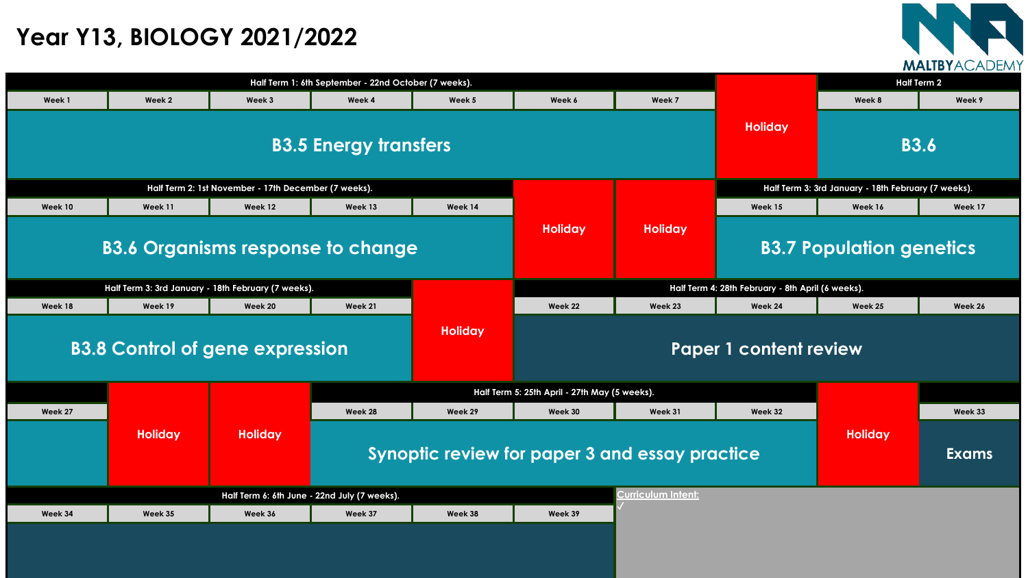# Year Y13, BIOLOGY 2021/2022

MALTBYACADEMY

| Half Term 1: 6th September - 22nd October (7 weeks). | | | | | | | | Half Term 2 | |
|---|---|---|---|---|---|---|---|---|---|
| Week 1 | Week 2 | Week 3 | Week 4 | Week 5 | Week 6 | Week 7 | Holiday | Week 8 | Week 9 |
| B3.5 Energy transfers | | | | | | | | B3.6 | |

| Half Term 2: 1st November - 17th December (7 weeks). | | | | | | | Half Term 3: 3rd January - 18th February (7 weeks). | | |
|---|---|---|---|---|---|---|---|---|---|
| Week 10 | Week 11 | Week 12 | Week 13 | Week 14 | Holiday | Holiday | Week 15 | Week 16 | Week 17 |
| B3.6 Organisms response to change | | | | | | | B3.7 Population genetics | | |

| Half Term 3: 3rd January - 18th February (7 weeks). | | | | | Half Term 4: 28th February - 8th April (6 weeks). | | | | |
|---|---|---|---|---|---|---|---|---|---|
| Week 18 | Week 19 | Week 20 | Week 21 | Holiday | Week 22 | Week 23 | Week 24 | Week 25 | Week 26 |
| B3.8 Control of gene expression | | | | | Paper 1 content review | | | | |

| | | | Half Term 5: 25th April - 27th May (5 weeks). | | | | | | |
|---|---|---|---|---|---|---|---|---|---|
| Week 27 | Holiday | Holiday | Week 28 | Week 29 | Week 30 | Week 31 | Week 32 | Holiday | Week 33 |
| | | | Synoptic review for paper 3 and essay practice | | | | | | Exams |

| Half Term 6: 6th June - 22nd July (7 weeks). | | | | | | Curriculum Intent: |
|---|---|---|---|---|---|---|
| Week 34 | Week 35 | Week 36 | Week 37 | Week 38 | Week 39 | ✓ |
| | | | | | | |